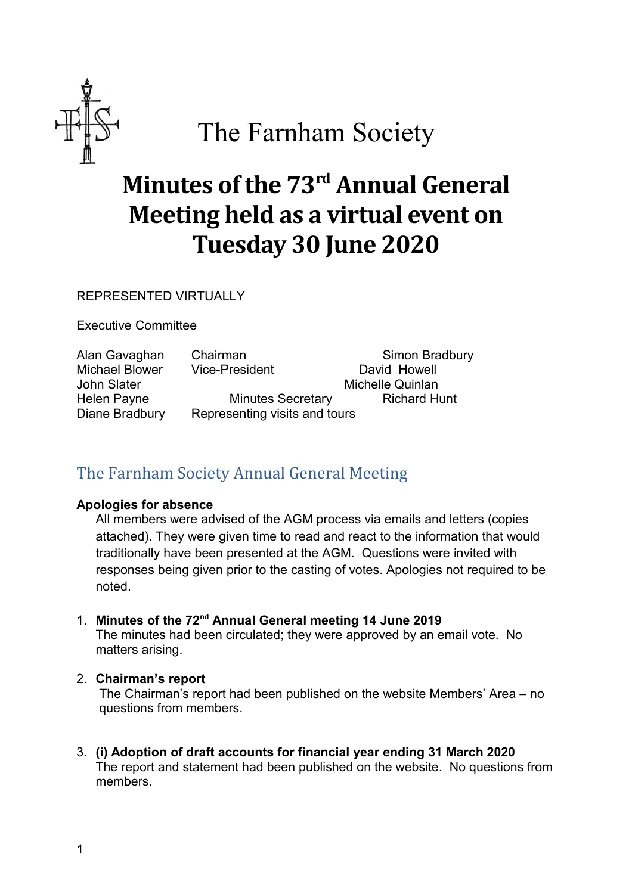# The Farnham Society

# Minutes of the 73rd Annual General Meeting held as a virtual event on Tuesday 30 June 2020

REPRESENTED VIRTUALLY

Executive Committee

| | | |
|---|---|---|
| Alan Gavaghan | Chairman | Simon Bradbury |
| Michael Blower | Vice-President | David Howell |
| John Slater | | Michelle Quinlan |
| Helen Payne | Minutes Secretary | Richard Hunt |
| Diane Bradbury | Representing visits and tours | |

## The Farnham Society Annual General Meeting

**Apologies for absence**

All members were advised of the AGM process via emails and letters (copies attached). They were given time to read and react to the information that would traditionally have been presented at the AGM. Questions were invited with responses being given prior to the casting of votes. Apologies not required to be noted.

1. **Minutes of the 72nd Annual General meeting 14 June 2019**
   The minutes had been circulated; they were approved by an email vote. No matters arising.

2. **Chairman's report**
   The Chairman's report had been published on the website Members' Area – no questions from members.

3. **(i) Adoption of draft accounts for financial year ending 31 March 2020**
   The report and statement had been published on the website. No questions from members.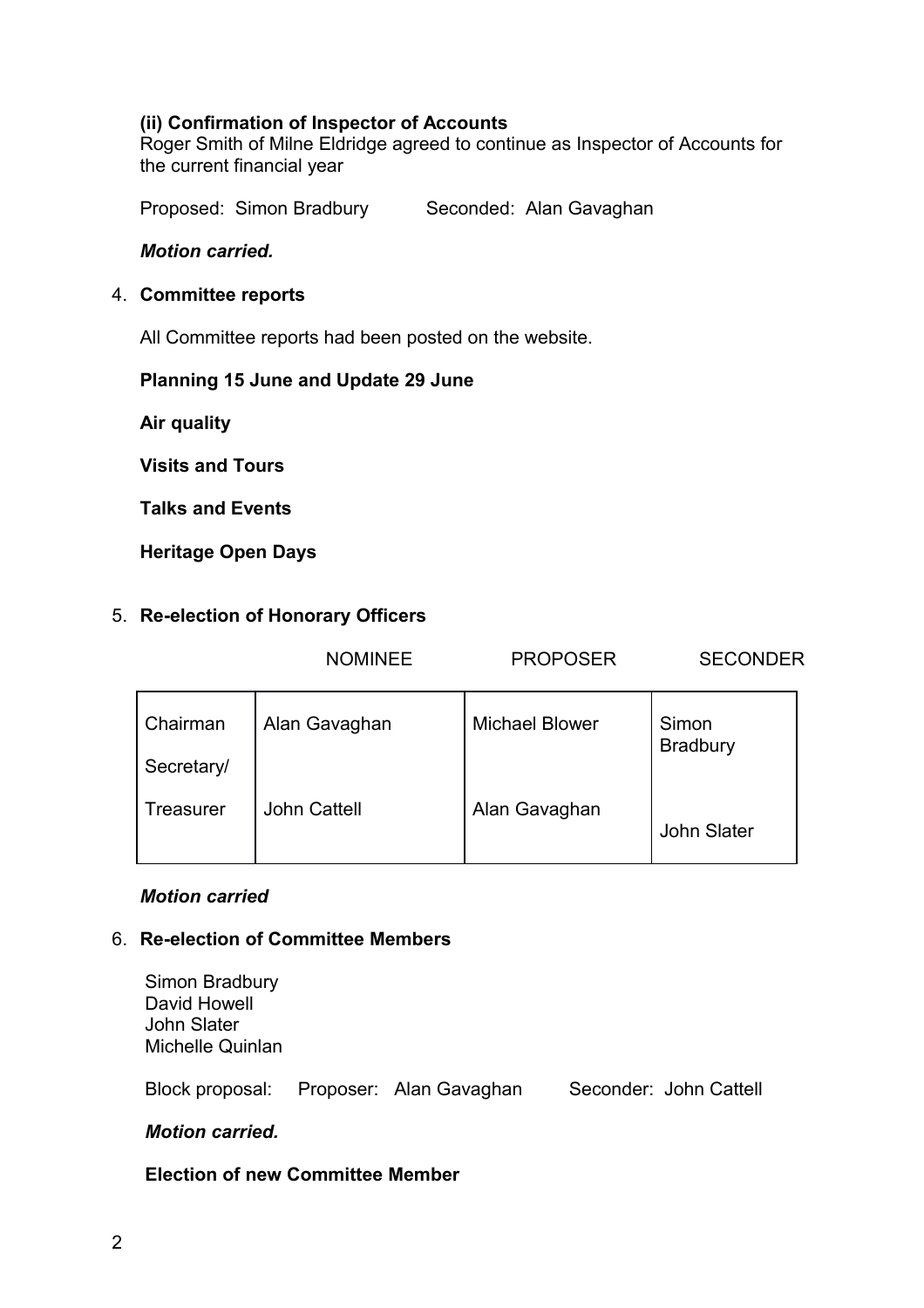### (ii) Confirmation of Inspector of Accounts

Roger Smith of Milne Eldridge agreed to continue as Inspector of Accounts for the current financial year

Proposed: Simon Bradbury Seconded: Alan Gavaghan

***Motion carried.***

4. **Committee reports**

All Committee reports had been posted on the website.

**Planning 15 June and Update 29 June**

**Air quality**

**Visits and Tours**

**Talks and Events**

**Heritage Open Days**

5. **Re-election of Honorary Officers**

| | NOMINEE | PROPOSER | SECONDER |
|---|---|---|---|
| Chairman | Alan Gavaghan | Michael Blower | Simon Bradbury |
| Secretary/ Treasurer | John Cattell | Alan Gavaghan | John Slater |

***Motion carried***

6. **Re-election of Committee Members**

Simon Bradbury
David Howell
John Slater
Michelle Quinlan

Block proposal: Proposer: Alan Gavaghan Seconder: John Cattell

***Motion carried.***

**Election of new Committee Member**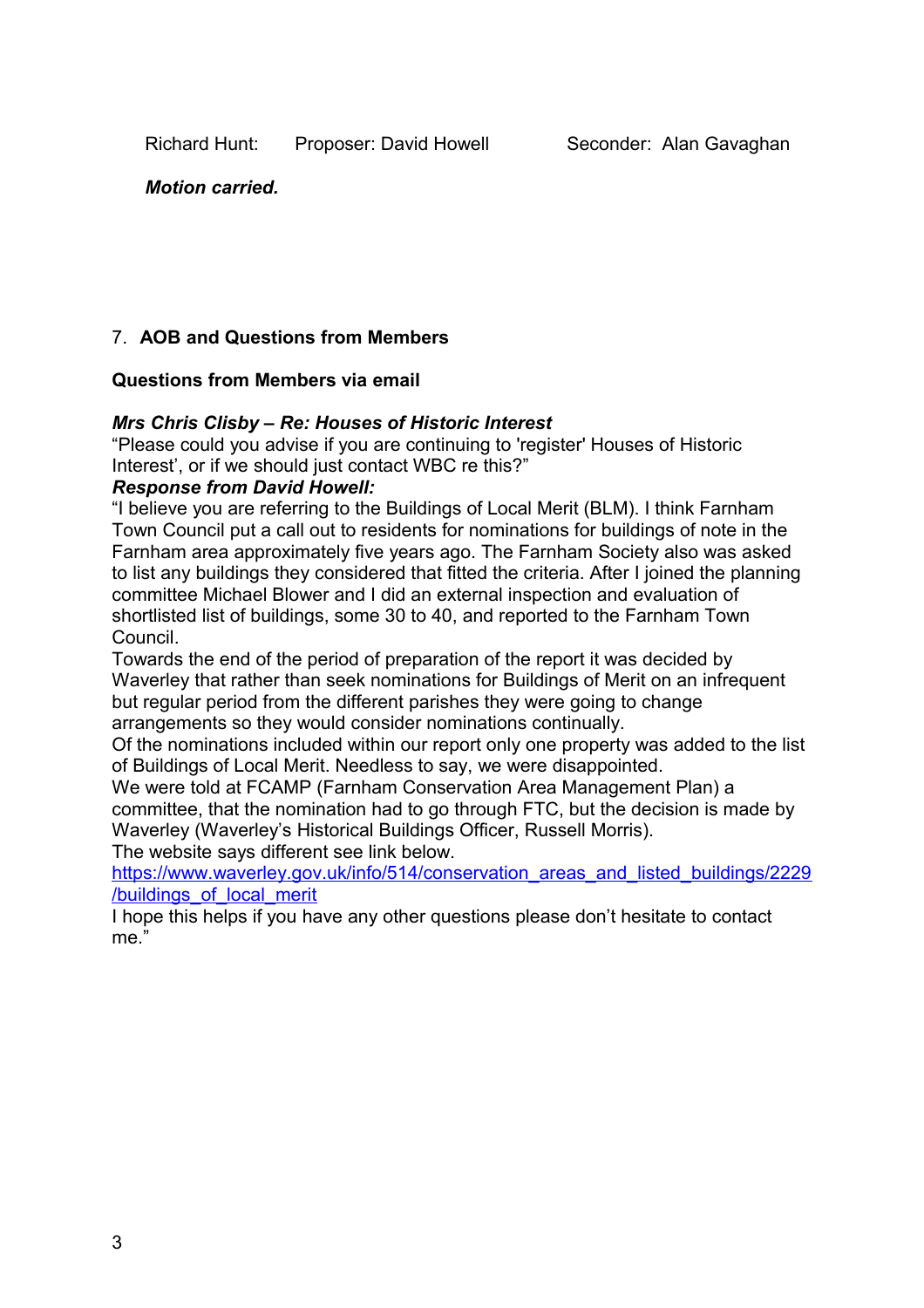Richard Hunt: Proposer: David Howell Seconder: Alan Gavaghan

***Motion carried.***

7. **AOB and Questions from Members**

**Questions from Members via email**

***Mrs Chris Clisby – Re: Houses of Historic Interest***
"Please could you advise if you are continuing to 'register' Houses of Historic Interest', or if we should just contact WBC re this?"
***Response from David Howell:***
"I believe you are referring to the Buildings of Local Merit (BLM). I think Farnham Town Council put a call out to residents for nominations for buildings of note in the Farnham area approximately five years ago. The Farnham Society also was asked to list any buildings they considered that fitted the criteria. After I joined the planning committee Michael Blower and I did an external inspection and evaluation of shortlisted list of buildings, some 30 to 40, and reported to the Farnham Town Council.
Towards the end of the period of preparation of the report it was decided by Waverley that rather than seek nominations for Buildings of Merit on an infrequent but regular period from the different parishes they were going to change arrangements so they would consider nominations continually.
Of the nominations included within our report only one property was added to the list of Buildings of Local Merit. Needless to say, we were disappointed.
We were told at FCAMP (Farnham Conservation Area Management Plan) a committee, that the nomination had to go through FTC, but the decision is made by Waverley (Waverley's Historical Buildings Officer, Russell Morris).
The website says different see link below.
[https://www.waverley.gov.uk/info/514/conservation_areas_and_listed_buildings/2229/buildings_of_local_merit](https://www.waverley.gov.uk/info/514/conservation_areas_and_listed_buildings/2229/buildings_of_local_merit)
I hope this helps if you have any other questions please don't hesitate to contact me."